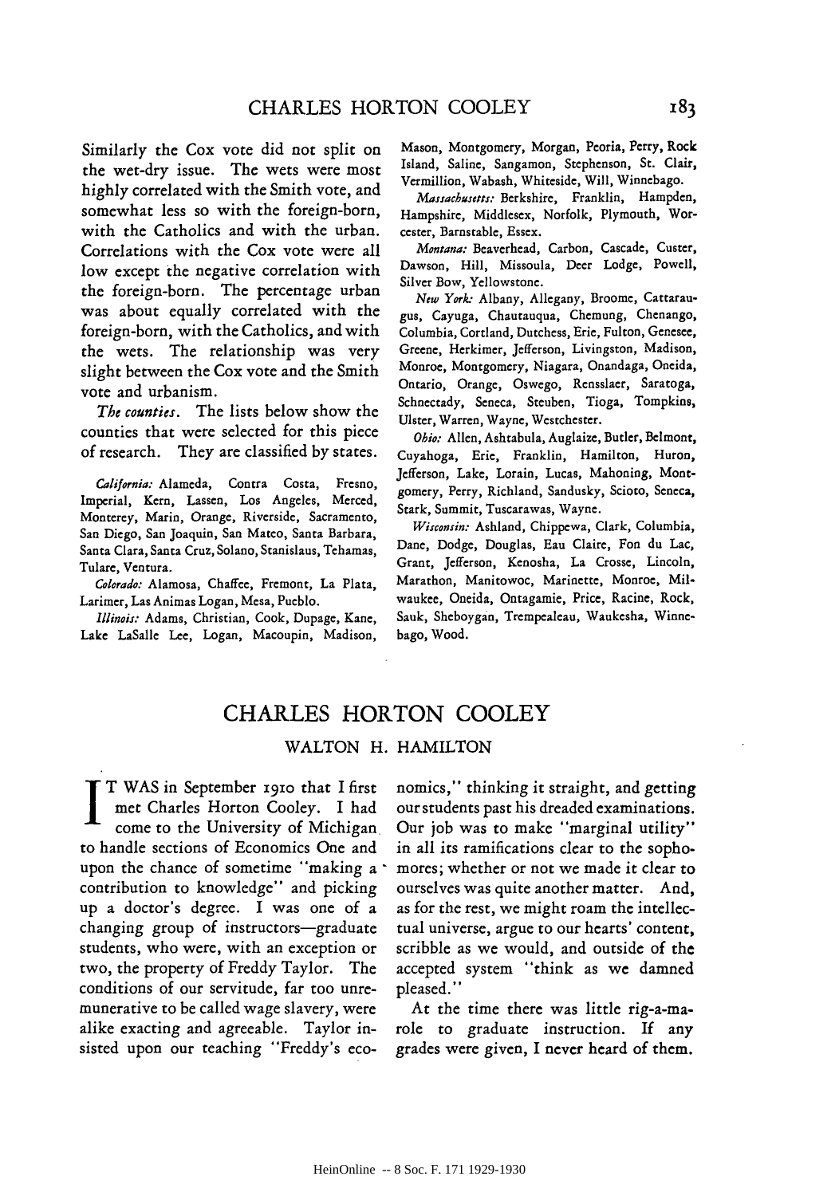Similarly the Cox vote did not split on the wet-dry issue. The wets were most highly correlated with the Smith vote, and somewhat less so with the foreign-born, with the Catholics and with the urban. Correlations with the Cox vote were all low except the negative correlation with the foreign-born. The percentage urban was about equally correlated with the foreign-born, with the Catholics, and with the wets. The relationship was very slight between the Cox vote and the Smith vote and urbanism.

*The counties.* The lists below show the counties that were selected for this piece of research. They are classified by states.

*California:* Alameda, Contra Costa, Fresno, Imperial, Kern, Lassen, Los Angeles, Merced, Monterey, Marin, Orange, Riverside, Sacramento, San Diego, San Joaquin, San Mateo, Santa Barbara, Santa Clara, Santa Cruz, Solano, Stanislaus, Tehamas, Tulare, Ventura.

*Colorado:* Alamosa, Chaffee, Fremont, La Plata, Larimer, Las Animas Logan, Mesa, Pueblo.

*Illinois:* Adams, Christian, Cook, Dupage, Kane, Lake LaSalle Lee, Logan, Macoupin, Madison, Mason, Montgomery, Morgan, Peoria, Perry, Rock Island, Saline, Sangamon, Stephenson, St. Clair, Vermillion, Wabash, Whiteside, Will, Winnebago.

*Massachusetts:* Berkshire, Franklin, Hampden, Hampshire, Middlesex, Norfolk, Plymouth, Worcester, Barnstable, Essex.

*Montana:* Beaverhead, Carbon, Cascade, Custer, Dawson, Hill, Missoula, Deer Lodge, Powell, Silver Bow, Yellowstone.

*New York:* Albany, Allegany, Broome, Cattaraugus, Cayuga, Chautauqua, Chemung, Chenango, Columbia, Cortland, Dutchess, Erie, Fulton, Genesee, Greene, Herkimer, Jefferson, Livingston, Madison, Monroe, Montgomery, Niagara, Onandaga, Oneida, Ontario, Orange, Oswego, Rensslaer, Saratoga, Schnectady, Seneca, Steuben, Tioga, Tompkins, Ulster, Warren, Wayne, Westchester.

*Ohio:* Allen, Ashtabula, Auglaize, Butler, Belmont, Cuyahoga, Erie, Franklin, Hamilton, Huron, Jefferson, Lake, Lorain, Lucas, Mahoning, Montgomery, Perry, Richland, Sandusky, Scioto, Seneca, Stark, Summit, Tuscarawas, Wayne.

*Wisconsin:* Ashland, Chippewa, Clark, Columbia, Dane, Dodge, Douglas, Eau Claire, Fon du Lac, Grant, Jefferson, Kenosha, La Crosse, Lincoln, Marathon, Manitowoc, Marinette, Monroe, Milwaukee, Oneida, Ontagamie, Price, Racine, Rock, Sauk, Sheboygan, Trempealeau, Waukesha, Winnebago, Wood.

# CHARLES HORTON COOLEY

## WALTON H. HAMILTON

IT WAS in September 1910 that I first met Charles Horton Cooley. I had come to the University of Michigan to handle sections of Economics One and upon the chance of sometime "making a contribution to knowledge" and picking up a doctor's degree. I was one of a changing group of instructors—graduate students, who were, with an exception or two, the property of Freddy Taylor. The conditions of our servitude, far too unremunerative to be called wage slavery, were alike exacting and agreeable. Taylor insisted upon our teaching "Freddy's economics," thinking it straight, and getting our students past his dreaded examinations. Our job was to make "marginal utility" in all its ramifications clear to the sophomores; whether or not we made it clear to ourselves was quite another matter. And, as for the rest, we might roam the intellectual universe, argue to our hearts' content, scribble as we would, and outside of the accepted system "think as we damned pleased."

At the time there was little rig-a-marole to graduate instruction. If any grades were given, I never heard of them.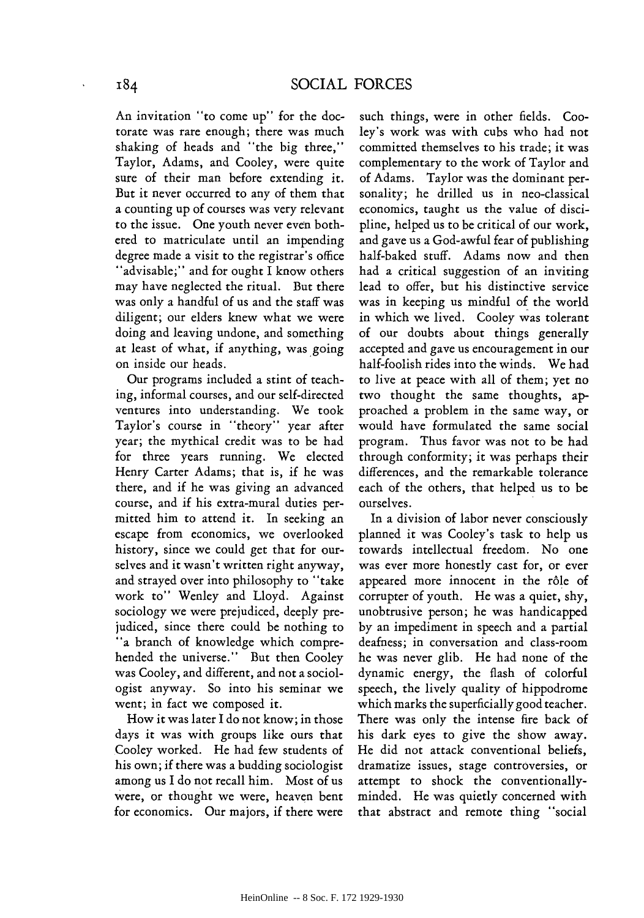An invitation "to come up" for the doctorate was rare enough; there was much shaking of heads and "the big three," Taylor, Adams, and Cooley, were quite sure of their man before extending it. But it never occurred to any of them that a counting up of courses was very relevant to the issue. One youth never even bothered to matriculate until an impending degree made a visit to the registrar's office "advisable;" and for ought I know others may have neglected the ritual. But there was only a handful of us and the staff was diligent; our elders knew what we were doing and leaving undone, and something at least of what, if anything, was going on inside our heads.

Our programs included a stint of teaching, informal courses, and our self-directed ventures into understanding. We took Taylor's course in "theory" year after year; the mythical credit was to be had for three years running. We elected Henry Carter Adams; that is, if he was there, and if he was giving an advanced course, and if his extra-mural duties permitted him to attend it. In seeking an escape from economics, we overlooked history, since we could get that for ourselves and it wasn't written right anyway, and strayed over into philosophy to "take work to" Wenley and Lloyd. Against sociology we were prejudiced, deeply prejudiced, since there could be nothing to "a branch of knowledge which comprehended the universe." But then Cooley was Cooley, and different, and not a sociologist anyway. So into his seminar we went; in fact we composed it.

How it was later I do not know; in those days it was with groups like ours that Cooley worked. He had few students of his own; if there was a budding sociologist among us I do not recall him. Most of us were, or thought we were, heaven bent for economics. Our majors, if there were such things, were in other fields. Cooley's work was with cubs who had not committed themselves to his trade; it was complementary to the work of Taylor and of Adams. Taylor was the dominant personality; he drilled us in neo-classical economics, taught us the value of discipline, helped us to be critical of our work, and gave us a God-awful fear of publishing half-baked stuff. Adams now and then had a critical suggestion of an inviting lead to offer, but his distinctive service was in keeping us mindful of the world in which we lived. Cooley was tolerant of our doubts about things generally accepted and gave us encouragement in our half-foolish rides into the winds. We had to live at peace with all of them; yet no two thought the same thoughts, approached a problem in the same way, or would have formulated the same social program. Thus favor was not to be had through conformity; it was perhaps their differences, and the remarkable tolerance each of the others, that helped us to be ourselves.

In a division of labor never consciously planned it was Cooley's task to help us towards intellectual freedom. No one was ever more honestly cast for, or ever appeared more innocent in the rôle of corrupter of youth. He was a quiet, shy, unobtrusive person; he was handicapped by an impediment in speech and a partial deafness; in conversation and class-room he was never glib. He had none of the dynamic energy, the flash of colorful speech, the lively quality of hippodrome which marks the superficially good teacher. There was only the intense fire back of his dark eyes to give the show away. He did not attack conventional beliefs, dramatize issues, stage controversies, or attempt to shock the conventionally-minded. He was quietly concerned with that abstract and remote thing "social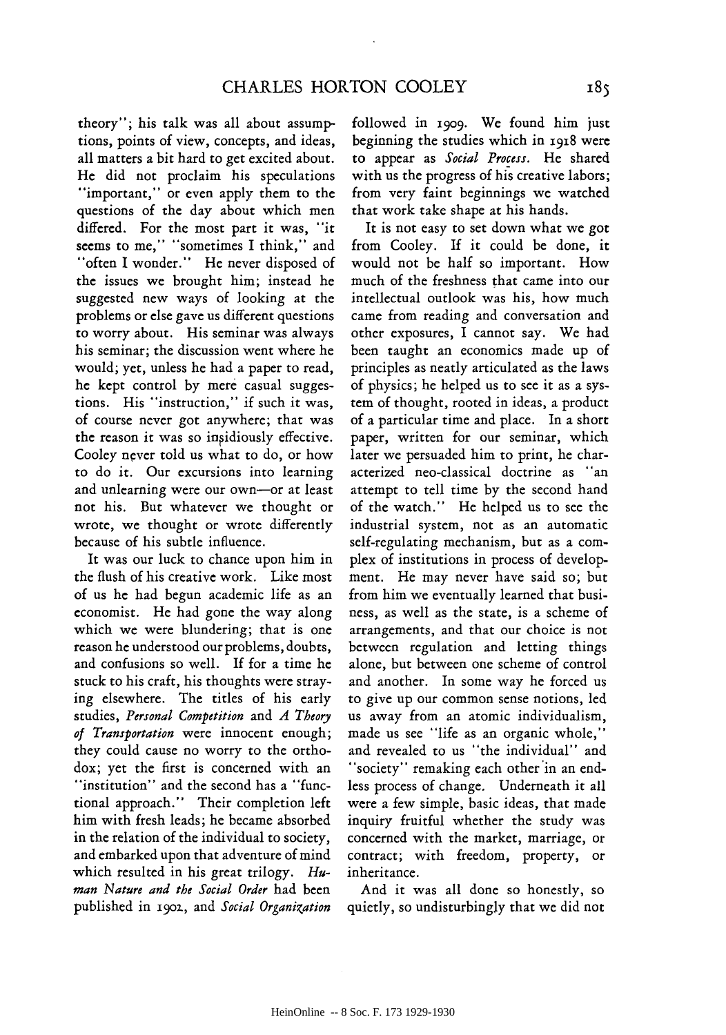theory"; his talk was all about assumptions, points of view, concepts, and ideas, all matters a bit hard to get excited about. He did not proclaim his speculations "important," or even apply them to the questions of the day about which men differed. For the most part it was, "it seems to me," "sometimes I think," and "often I wonder." He never disposed of the issues we brought him; instead he suggested new ways of looking at the problems or else gave us different questions to worry about. His seminar was always his seminar; the discussion went where he would; yet, unless he had a paper to read, he kept control by mere casual suggestions. His "instruction," if such it was, of course never got anywhere; that was the reason it was so insidiously effective. Cooley never told us what to do, or how to do it. Our excursions into learning and unlearning were our own—or at least not his. But whatever we thought or wrote, we thought or wrote differently because of his subtle influence.

It was our luck to chance upon him in the flush of his creative work. Like most of us he had begun academic life as an economist. He had gone the way along which we were blundering; that is one reason he understood our problems, doubts, and confusions so well. If for a time he stuck to his craft, his thoughts were straying elsewhere. The titles of his early studies, *Personal Competition* and *A Theory of Transportation* were innocent enough; they could cause no worry to the orthodox; yet the first is concerned with an "institution" and the second has a "functional approach." Their completion left him with fresh leads; he became absorbed in the relation of the individual to society, and embarked upon that adventure of mind which resulted in his great trilogy. *Human Nature and the Social Order* had been published in 1902, and *Social Organization* followed in 1909. We found him just beginning the studies which in 1918 were to appear as *Social Process*. He shared with us the progress of his creative labors; from very faint beginnings we watched that work take shape at his hands.

It is not easy to set down what we got from Cooley. If it could be done, it would not be half so important. How much of the freshness that came into our intellectual outlook was his, how much came from reading and conversation and other exposures, I cannot say. We had been taught an economics made up of principles as neatly articulated as the laws of physics; he helped us to see it as a system of thought, rooted in ideas, a product of a particular time and place. In a short paper, written for our seminar, which later we persuaded him to print, he characterized neo-classical doctrine as "an attempt to tell time by the second hand of the watch." He helped us to see the industrial system, not as an automatic self-regulating mechanism, but as a complex of institutions in process of development. He may never have said so; but from him we eventually learned that business, as well as the state, is a scheme of arrangements, and that our choice is not between regulation and letting things alone, but between one scheme of control and another. In some way he forced us to give up our common sense notions, led us away from an atomic individualism, made us see "life as an organic whole," and revealed to us "the individual" and "society" remaking each other in an endless process of change. Underneath it all were a few simple, basic ideas, that made inquiry fruitful whether the study was concerned with the market, marriage, or contract; with freedom, property, or inheritance.

And it was all done so honestly, so quietly, so undisturbingly that we did not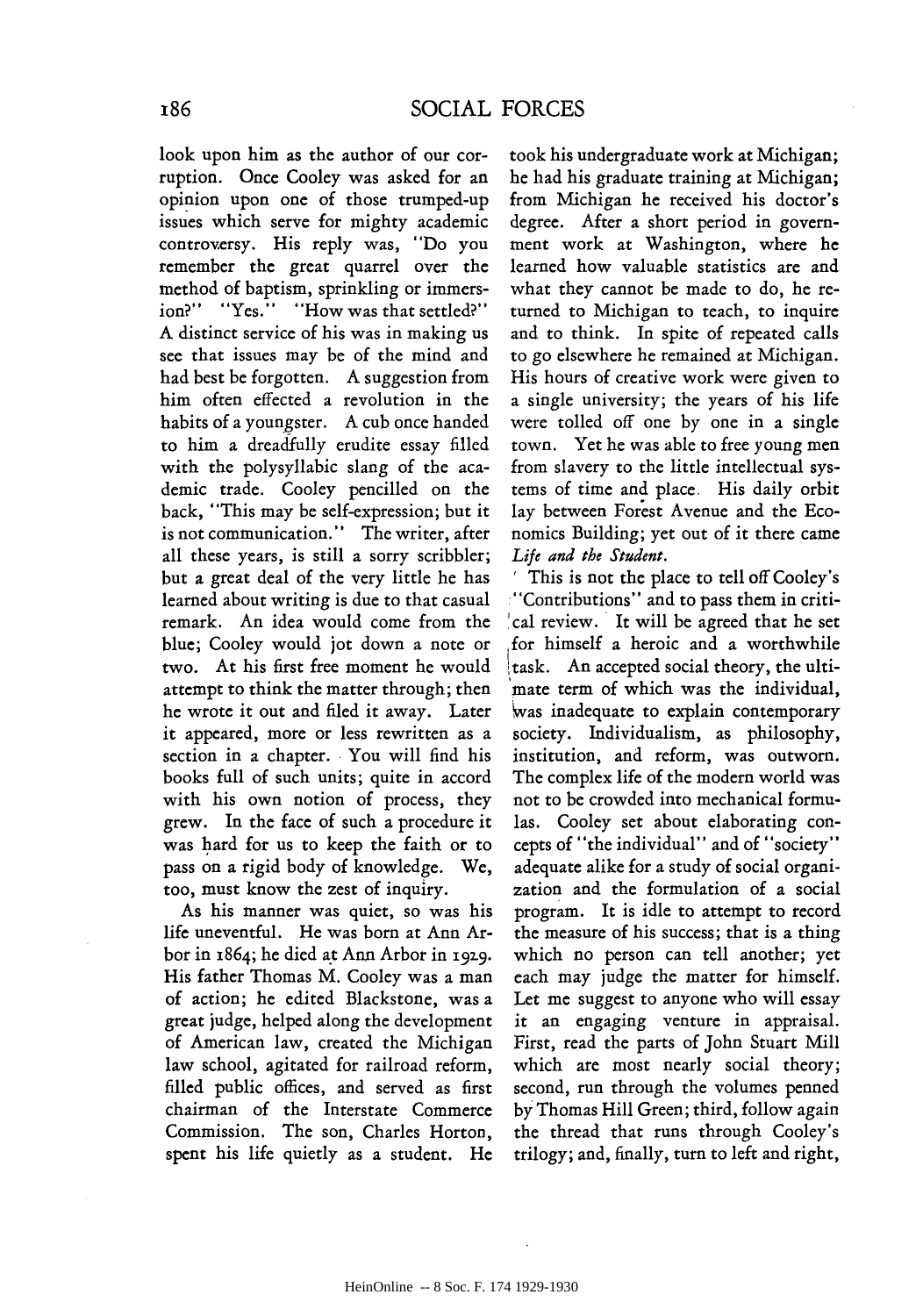look upon him as the author of our corruption. Once Cooley was asked for an opinion upon one of those trumped-up issues which serve for mighty academic controversy. His reply was, "Do you remember the great quarrel over the method of baptism, sprinkling or immersion?" "Yes." "How was that settled?" A distinct service of his was in making us see that issues may be of the mind and had best be forgotten. A suggestion from him often effected a revolution in the habits of a youngster. A cub once handed to him a dreadfully erudite essay filled with the polysyllabic slang of the academic trade. Cooley pencilled on the back, "This may be self-expression; but it is not communication." The writer, after all these years, is still a sorry scribbler; but a great deal of the very little he has learned about writing is due to that casual remark. An idea would come from the blue; Cooley would jot down a note or two. At his first free moment he would attempt to think the matter through; then he wrote it out and filed it away. Later it appeared, more or less rewritten as a section in a chapter. You will find his books full of such units; quite in accord with his own notion of process, they grew. In the face of such a procedure it was hard for us to keep the faith or to pass on a rigid body of knowledge. We, too, must know the zest of inquiry.

As his manner was quiet, so was his life uneventful. He was born at Ann Arbor in 1864; he died at Ann Arbor in 1929. His father Thomas M. Cooley was a man of action; he edited Blackstone, was a great judge, helped along the development of American law, created the Michigan law school, agitated for railroad reform, filled public offices, and served as first chairman of the Interstate Commerce Commission. The son, Charles Horton, spent his life quietly as a student. He took his undergraduate work at Michigan; he had his graduate training at Michigan; from Michigan he received his doctor's degree. After a short period in government work at Washington, where he learned how valuable statistics are and what they cannot be made to do, he returned to Michigan to teach, to inquire and to think. In spite of repeated calls to go elsewhere he remained at Michigan. His hours of creative work were given to a single university; the years of his life were tolled off one by one in a single town. Yet he was able to free young men from slavery to the little intellectual systems of time and place. His daily orbit lay between Forest Avenue and the Economics Building; yet out of it there came *Life and the Student*.

This is not the place to tell off Cooley's "Contributions" and to pass them in critical review. It will be agreed that he set for himself a heroic and a worthwhile task. An accepted social theory, the ultimate term of which was the individual, was inadequate to explain contemporary society. Individualism, as philosophy, institution, and reform, was outworn. The complex life of the modern world was not to be crowded into mechanical formulas. Cooley set about elaborating concepts of "the individual" and of "society" adequate alike for a study of social organization and the formulation of a social program. It is idle to attempt to record the measure of his success; that is a thing which no person can tell another; yet each may judge the matter for himself. Let me suggest to anyone who will essay it an engaging venture in appraisal. First, read the parts of John Stuart Mill which are most nearly social theory; second, run through the volumes penned by Thomas Hill Green; third, follow again the thread that runs through Cooley's trilogy; and, finally, turn to left and right,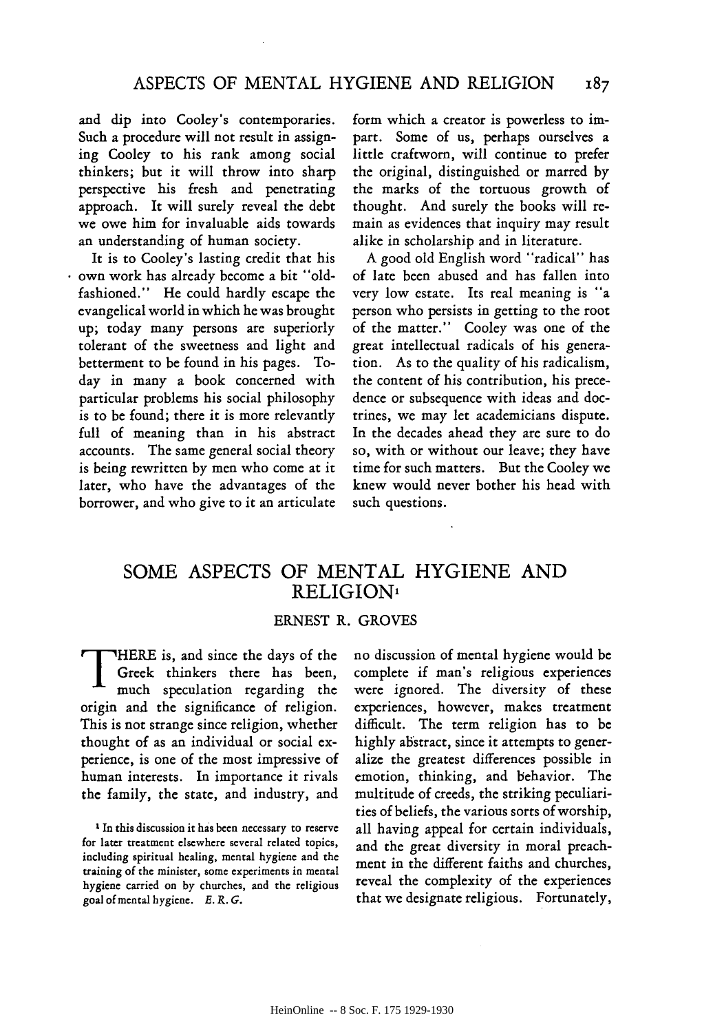and dip into Cooley's contemporaries. Such a procedure will not result in assigning Cooley to his rank among social thinkers; but it will throw into sharp perspective his fresh and penetrating approach. It will surely reveal the debt we owe him for invaluable aids towards an understanding of human society.

It is to Cooley's lasting credit that his own work has already become a bit "old-fashioned." He could hardly escape the evangelical world in which he was brought up; today many persons are superiorly tolerant of the sweetness and light and betterment to be found in his pages. Today in many a book concerned with particular problems his social philosophy is to be found; there it is more relevantly full of meaning than in his abstract accounts. The same general social theory is being rewritten by men who come at it later, who have the advantages of the borrower, and who give to it an articulate form which a creator is powerless to impart. Some of us, perhaps ourselves a little craftworn, will continue to prefer the original, distinguished or marred by the marks of the tortuous growth of thought. And surely the books will remain as evidences that inquiry may result alike in scholarship and in literature.

A good old English word "radical" has of late been abused and has fallen into very low estate. Its real meaning is "a person who persists in getting to the root of the matter." Cooley was one of the great intellectual radicals of his generation. As to the quality of his radicalism, the content of his contribution, his precedence or subsequence with ideas and doctrines, we may let academicians dispute. In the decades ahead they are sure to do so, with or without our leave; they have time for such matters. But the Cooley we knew would never bother his head with such questions.

## SOME ASPECTS OF MENTAL HYGIENE AND RELIGION[1]

### ERNEST R. GROVES

THERE is, and since the days of the Greek thinkers there has been, much speculation regarding the origin and the significance of religion. This is not strange since religion, whether thought of as an individual or social experience, is one of the most impressive of human interests. In importance it rivals the family, the state, and industry, and no discussion of mental hygiene would be complete if man's religious experiences were ignored. The diversity of these experiences, however, makes treatment difficult. The term religion has to be highly abstract, since it attempts to generalize the greatest differences possible in emotion, thinking, and behavior. The multitude of creeds, the striking peculiarities of beliefs, the various sorts of worship, all having appeal for certain individuals, and the great diversity in moral preachment in the different faiths and churches, reveal the complexity of the experiences that we designate religious. Fortunately,

[1] In this discussion it has been necessary to reserve for later treatment elsewhere several related topics, including spiritual healing, mental hygiene and the training of the minister, some experiments in mental hygiene carried on by churches, and the religious goal of mental hygiene. *E. R. G.*